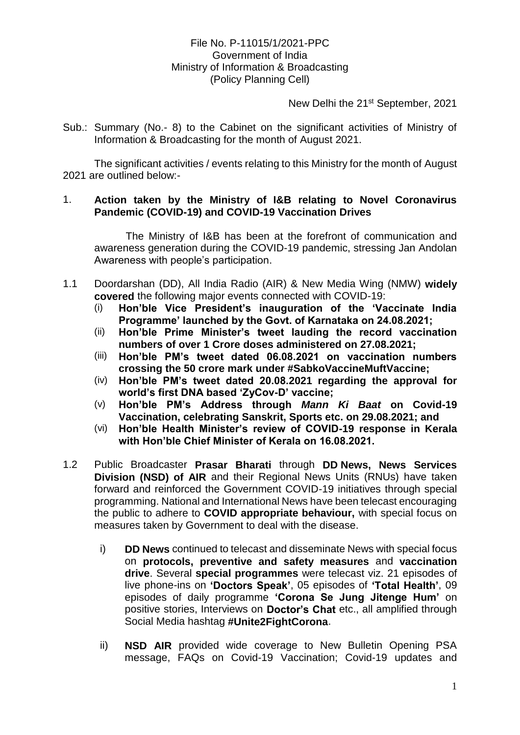File No. P-11015/1/2021-PPC
Government of India
Ministry of Information & Broadcasting
(Policy Planning Cell)

New Delhi the 21st September, 2021

Sub.: Summary (No.- 8) to the Cabinet on the significant activities of Ministry of Information & Broadcasting for the month of August 2021.

The significant activities / events relating to this Ministry for the month of August 2021 are outlined below:-

1. **Action taken by the Ministry of I&B relating to Novel Coronavirus Pandemic (COVID-19) and COVID-19 Vaccination Drives**

   The Ministry of I&B has been at the forefront of communication and awareness generation during the COVID-19 pandemic, stressing Jan Andolan Awareness with people's participation.

1.1 Doordarshan (DD), All India Radio (AIR) & New Media Wing (NMW) **widely covered** the following major events connected with COVID-19:

   (i) **Hon'ble Vice President's inauguration of the 'Vaccinate India Programme' launched by the Govt. of Karnataka on 24.08.2021;**
   (ii) **Hon'ble Prime Minister's tweet lauding the record vaccination numbers of over 1 Crore doses administered on 27.08.2021;**
   (iii) **Hon'ble PM's tweet dated 06.08.2021 on vaccination numbers crossing the 50 crore mark under #SabkoVaccineMuftVaccine;**
   (iv) **Hon'ble PM's tweet dated 20.08.2021 regarding the approval for world's first DNA based 'ZyCov-D' vaccine;**
   (v) **Hon'ble PM's Address through *Mann Ki Baat* on Covid-19 Vaccination, celebrating Sanskrit, Sports etc. on 29.08.2021; and**
   (vi) **Hon'ble Health Minister's review of COVID-19 response in Kerala with Hon'ble Chief Minister of Kerala on 16.08.2021.**

1.2 Public Broadcaster **Prasar Bharati** through **DD News, News Services Division (NSD) of AIR** and their Regional News Units (RNUs) have taken forward and reinforced the Government COVID-19 initiatives through special programming. National and International News have been telecast encouraging the public to adhere to **COVID appropriate behaviour,** with special focus on measures taken by Government to deal with the disease.

   i) **DD News** continued to telecast and disseminate News with special focus on **protocols, preventive and safety measures** and **vaccination drive**. Several **special programmes** were telecast viz. 21 episodes of live phone-ins on **'Doctors Speak'**, 05 episodes of **'Total Health'**, 09 episodes of daily programme **'Corona Se Jung Jitenge Hum'** on positive stories, Interviews on **Doctor's Chat** etc., all amplified through Social Media hashtag **#Unite2FightCorona**.

   ii) **NSD AIR** provided wide coverage to New Bulletin Opening PSA message, FAQs on Covid-19 Vaccination; Covid-19 updates and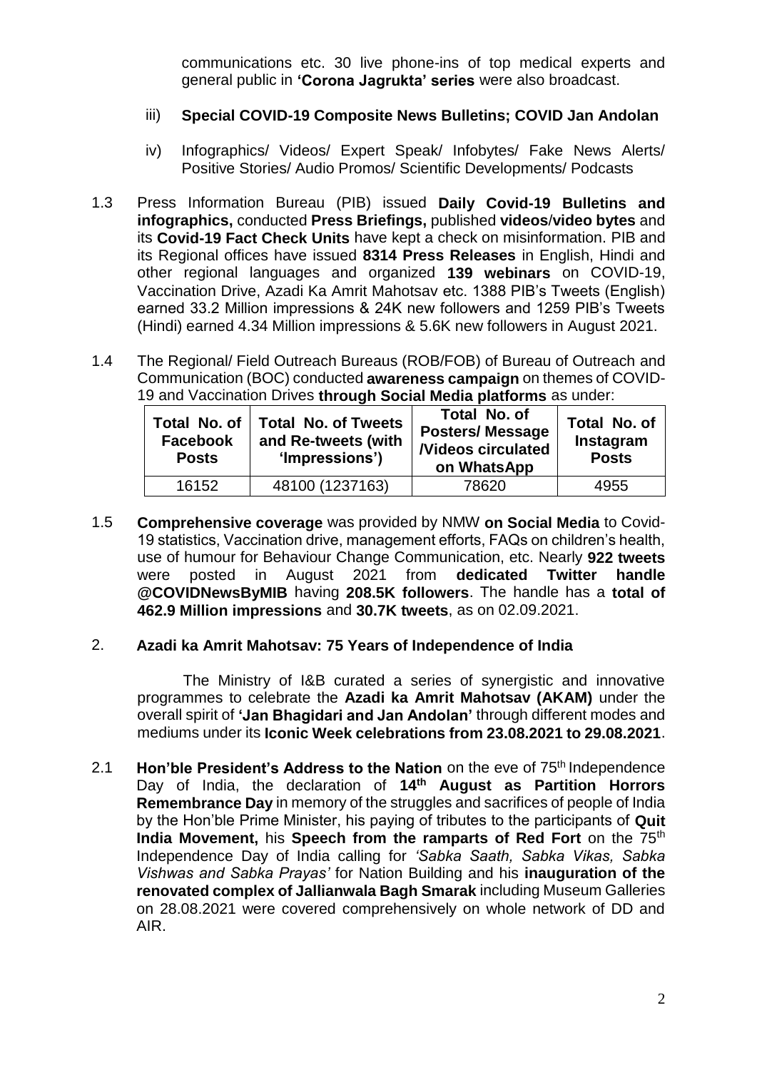communications etc. 30 live phone-ins of top medical experts and general public in **'Corona Jagrukta' series** were also broadcast.

iii) **Special COVID-19 Composite News Bulletins; COVID Jan Andolan**

iv) Infographics/ Videos/ Expert Speak/ Infobytes/ Fake News Alerts/ Positive Stories/ Audio Promos/ Scientific Developments/ Podcasts

1.3 Press Information Bureau (PIB) issued **Daily Covid-19 Bulletins and infographics,** conducted **Press Briefings,** published **videos/video bytes** and its **Covid-19 Fact Check Units** have kept a check on misinformation. PIB and its Regional offices have issued **8314 Press Releases** in English, Hindi and other regional languages and organized **139 webinars** on COVID-19, Vaccination Drive, Azadi Ka Amrit Mahotsav etc. 1388 PIB's Tweets (English) earned 33.2 Million impressions & 24K new followers and 1259 PIB's Tweets (Hindi) earned 4.34 Million impressions & 5.6K new followers in August 2021.

1.4 The Regional/ Field Outreach Bureaus (ROB/FOB) of Bureau of Outreach and Communication (BOC) conducted **awareness campaign** on themes of COVID-19 and Vaccination Drives **through Social Media platforms** as under:

| Total No. of Facebook Posts | Total No. of Tweets and Re-tweets (with 'Impressions') | Total No. of Posters/ Message /Videos circulated on WhatsApp | Total No. of Instagram Posts |
|---|---|---|---|
| 16152 | 48100 (1237163) | 78620 | 4955 |

1.5 **Comprehensive coverage** was provided by NMW **on Social Media** to Covid-19 statistics, Vaccination drive, management efforts, FAQs on children's health, use of humour for Behaviour Change Communication, etc. Nearly **922 tweets** were posted in August 2021 from **dedicated Twitter handle @COVIDNewsByMIB** having **208.5K followers**. The handle has a **total of 462.9 Million impressions** and **30.7K tweets**, as on 02.09.2021.

## 2. Azadi ka Amrit Mahotsav: 75 Years of Independence of India

The Ministry of I&B curated a series of synergistic and innovative programmes to celebrate the **Azadi ka Amrit Mahotsav (AKAM)** under the overall spirit of **'Jan Bhagidari and Jan Andolan'** through different modes and mediums under its **Iconic Week celebrations from 23.08.2021 to 29.08.2021**.

2.1 **Hon'ble President's Address to the Nation** on the eve of 75th Independence Day of India, the declaration of **14th August as Partition Horrors Remembrance Day** in memory of the struggles and sacrifices of people of India by the Hon'ble Prime Minister, his paying of tributes to the participants of **Quit India Movement,** his **Speech from the ramparts of Red Fort** on the 75th Independence Day of India calling for *'Sabka Saath, Sabka Vikas, Sabka Vishwas and Sabka Prayas'* for Nation Building and his **inauguration of the renovated complex of Jallianwala Bagh Smarak** including Museum Galleries on 28.08.2021 were covered comprehensively on whole network of DD and AIR.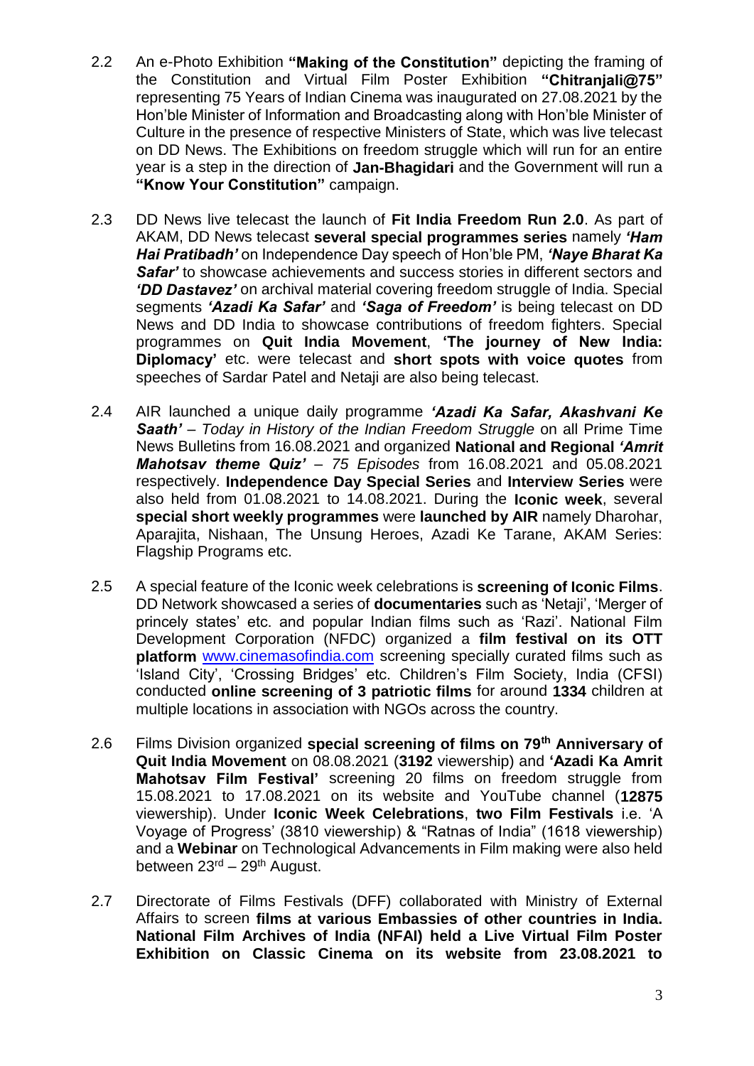2.2 An e-Photo Exhibition **"Making of the Constitution"** depicting the framing of the Constitution and Virtual Film Poster Exhibition **"Chitranjali@75"** representing 75 Years of Indian Cinema was inaugurated on 27.08.2021 by the Hon'ble Minister of Information and Broadcasting along with Hon'ble Minister of Culture in the presence of respective Ministers of State, which was live telecast on DD News. The Exhibitions on freedom struggle which will run for an entire year is a step in the direction of **Jan-Bhagidari** and the Government will run a **"Know Your Constitution"** campaign.

2.3 DD News live telecast the launch of **Fit India Freedom Run 2.0**. As part of AKAM, DD News telecast **several special programmes series** namely ***'Ham Hai Pratibadh'*** on Independence Day speech of Hon'ble PM, ***'Naye Bharat Ka Safar'*** to showcase achievements and success stories in different sectors and ***'DD Dastavez'*** on archival material covering freedom struggle of India. Special segments ***'Azadi Ka Safar'*** and ***'Saga of Freedom'*** is being telecast on DD News and DD India to showcase contributions of freedom fighters. Special programmes on **Quit India Movement**, **'The journey of New India: Diplomacy'** etc. were telecast and **short spots with voice quotes** from speeches of Sardar Patel and Netaji are also being telecast.

2.4 AIR launched a unique daily programme ***'Azadi Ka Safar, Akashvani Ke Saath'*** – *Today in History of the Indian Freedom Struggle* on all Prime Time News Bulletins from 16.08.2021 and organized **National and Regional *'Amrit Mahotsav theme Quiz'*** – *75 Episodes* from 16.08.2021 and 05.08.2021 respectively. **Independence Day Special Series** and **Interview Series** were also held from 01.08.2021 to 14.08.2021. During the **Iconic week**, several **special short weekly programmes** were **launched by AIR** namely Dharohar, Aparajita, Nishaan, The Unsung Heroes, Azadi Ke Tarane, AKAM Series: Flagship Programs etc.

2.5 A special feature of the Iconic week celebrations is **screening of Iconic Films**. DD Network showcased a series of **documentaries** such as 'Netaji', 'Merger of princely states' etc. and popular Indian films such as 'Razi'. National Film Development Corporation (NFDC) organized a **film festival on its OTT platform** www.cinemasofindia.com screening specially curated films such as 'Island City', 'Crossing Bridges' etc. Children's Film Society, India (CFSI) conducted **online screening of 3 patriotic films** for around **1334** children at multiple locations in association with NGOs across the country.

2.6 Films Division organized **special screening of films on 79th Anniversary of Quit India Movement** on 08.08.2021 (**3192** viewership) and **'Azadi Ka Amrit Mahotsav Film Festival'** screening 20 films on freedom struggle from 15.08.2021 to 17.08.2021 on its website and YouTube channel (**12875** viewership). Under **Iconic Week Celebrations**, **two Film Festivals** i.e. 'A Voyage of Progress' (3810 viewership) & "Ratnas of India" (1618 viewership) and a **Webinar** on Technological Advancements in Film making were also held between 23rd – 29th August.

2.7 Directorate of Films Festivals (DFF) collaborated with Ministry of External Affairs to screen **films at various Embassies of other countries in India. National Film Archives of India (NFAI) held a Live Virtual Film Poster Exhibition on Classic Cinema on its website from 23.08.2021 to**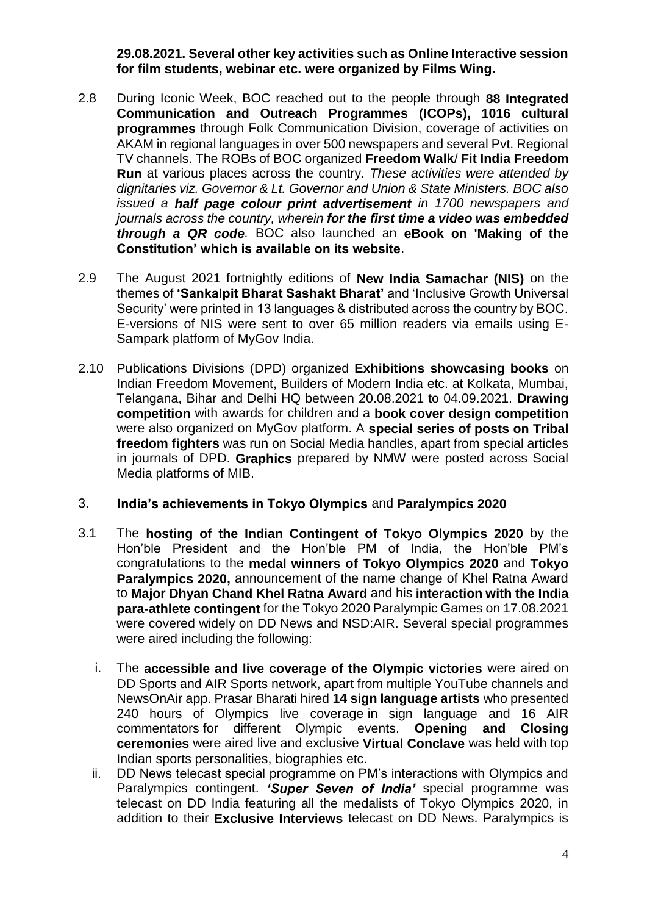**29.08.2021. Several other key activities such as Online Interactive session for film students, webinar etc. were organized by Films Wing.**

2.8 During Iconic Week, BOC reached out to the people through **88 Integrated Communication and Outreach Programmes (ICOPs), 1016 cultural programmes** through Folk Communication Division, coverage of activities on AKAM in regional languages in over 500 newspapers and several Pvt. Regional TV channels. The ROBs of BOC organized **Freedom Walk/ Fit India Freedom Run** at various places across the country. *These activities were attended by dignitaries viz. Governor & Lt. Governor and Union & State Ministers. BOC also issued a* ***half page colour print advertisement*** *in 1700 newspapers and journals across the country, wherein* ***for the first time a video was embedded through a QR code****.* BOC also launched an **eBook on 'Making of the Constitution' which is available on its website**.

2.9 The August 2021 fortnightly editions of **New India Samachar (NIS)** on the themes of **'Sankalpit Bharat Sashakt Bharat'** and 'Inclusive Growth Universal Security' were printed in 13 languages & distributed across the country by BOC. E-versions of NIS were sent to over 65 million readers via emails using E-Sampark platform of MyGov India.

2.10 Publications Divisions (DPD) organized **Exhibitions showcasing books** on Indian Freedom Movement, Builders of Modern India etc. at Kolkata, Mumbai, Telangana, Bihar and Delhi HQ between 20.08.2021 to 04.09.2021. **Drawing competition** with awards for children and a **book cover design competition** were also organized on MyGov platform. A **special series of posts on Tribal freedom fighters** was run on Social Media handles, apart from special articles in journals of DPD. **Graphics** prepared by NMW were posted across Social Media platforms of MIB.

## 3. **India's achievements in Tokyo Olympics** and **Paralympics 2020**

3.1 The **hosting of the Indian Contingent of Tokyo Olympics 2020** by the Hon'ble President and the Hon'ble PM of India, the Hon'ble PM's congratulations to the **medal winners of Tokyo Olympics 2020** and **Tokyo Paralympics 2020,** announcement of the name change of Khel Ratna Award to **Major Dhyan Chand Khel Ratna Award** and his **interaction with the India para-athlete contingent** for the Tokyo 2020 Paralympic Games on 17.08.2021 were covered widely on DD News and NSD:AIR. Several special programmes were aired including the following:

i. The **accessible and live coverage of the Olympic victories** were aired on DD Sports and AIR Sports network, apart from multiple YouTube channels and NewsOnAir app. Prasar Bharati hired **14 sign language artists** who presented 240 hours of Olympics live coverage in sign language and 16 AIR commentators for different Olympic events. **Opening and Closing ceremonies** were aired live and exclusive **Virtual Conclave** was held with top Indian sports personalities, biographies etc.

ii. DD News telecast special programme on PM's interactions with Olympics and Paralympics contingent. ***'Super Seven of India'*** special programme was telecast on DD India featuring all the medalists of Tokyo Olympics 2020, in addition to their **Exclusive Interviews** telecast on DD News. Paralympics is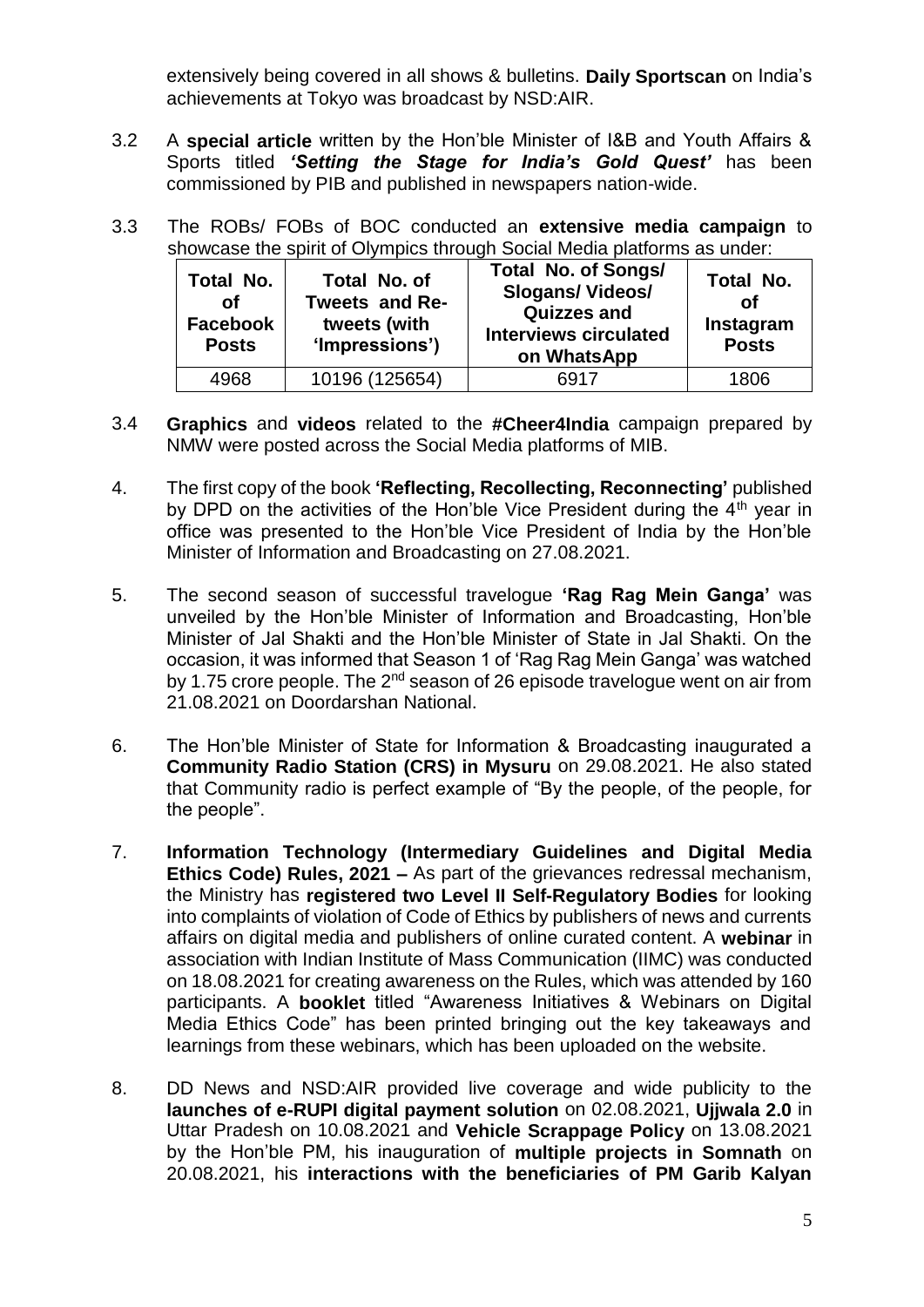extensively being covered in all shows & bulletins. **Daily Sportscan** on India's achievements at Tokyo was broadcast by NSD:AIR.

3.2 A **special article** written by the Hon'ble Minister of I&B and Youth Affairs & Sports titled ***'Setting the Stage for India's Gold Quest'*** has been commissioned by PIB and published in newspapers nation-wide.

3.3 The ROBs/ FOBs of BOC conducted an **extensive media campaign** to showcase the spirit of Olympics through Social Media platforms as under:

| Total No. of Facebook Posts | Total No. of Tweets and Re-tweets (with 'Impressions') | Total No. of Songs/ Slogans/ Videos/ Quizzes and Interviews circulated on WhatsApp | Total No. of Instagram Posts |
|---|---|---|---|
| 4968 | 10196 (125654) | 6917 | 1806 |

3.4 **Graphics** and **videos** related to the **#Cheer4India** campaign prepared by NMW were posted across the Social Media platforms of MIB.

4. The first copy of the book **'Reflecting, Recollecting, Reconnecting'** published by DPD on the activities of the Hon'ble Vice President during the 4th year in office was presented to the Hon'ble Vice President of India by the Hon'ble Minister of Information and Broadcasting on 27.08.2021.

5. The second season of successful travelogue **'Rag Rag Mein Ganga'** was unveiled by the Hon'ble Minister of Information and Broadcasting, Hon'ble Minister of Jal Shakti and the Hon'ble Minister of State in Jal Shakti. On the occasion, it was informed that Season 1 of 'Rag Rag Mein Ganga' was watched by 1.75 crore people. The 2nd season of 26 episode travelogue went on air from 21.08.2021 on Doordarshan National.

6. The Hon'ble Minister of State for Information & Broadcasting inaugurated a **Community Radio Station (CRS) in Mysuru** on 29.08.2021. He also stated that Community radio is perfect example of "By the people, of the people, for the people".

7. **Information Technology (Intermediary Guidelines and Digital Media Ethics Code) Rules, 2021 –** As part of the grievances redressal mechanism, the Ministry has **registered two Level II Self-Regulatory Bodies** for looking into complaints of violation of Code of Ethics by publishers of news and currents affairs on digital media and publishers of online curated content. A **webinar** in association with Indian Institute of Mass Communication (IIMC) was conducted on 18.08.2021 for creating awareness on the Rules, which was attended by 160 participants. A **booklet** titled "Awareness Initiatives & Webinars on Digital Media Ethics Code" has been printed bringing out the key takeaways and learnings from these webinars, which has been uploaded on the website.

8. DD News and NSD:AIR provided live coverage and wide publicity to the **launches of e-RUPI digital payment solution** on 02.08.2021, **Ujjwala 2.0** in Uttar Pradesh on 10.08.2021 and **Vehicle Scrappage Policy** on 13.08.2021 by the Hon'ble PM, his inauguration of **multiple projects in Somnath** on 20.08.2021, his **interactions with the beneficiaries of PM Garib Kalyan**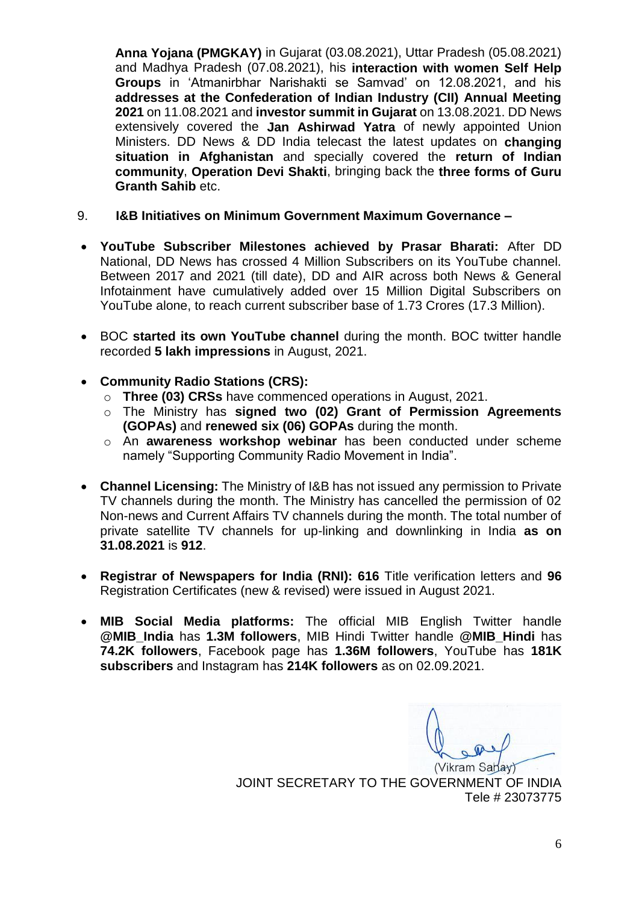**Anna Yojana (PMGKAY)** in Gujarat (03.08.2021), Uttar Pradesh (05.08.2021) and Madhya Pradesh (07.08.2021), his **interaction with women Self Help Groups** in 'Atmanirbhar Narishakti se Samvad' on 12.08.2021, and his **addresses at the Confederation of Indian Industry (CII) Annual Meeting 2021** on 11.08.2021 and **investor summit in Gujarat** on 13.08.2021. DD News extensively covered the **Jan Ashirwad Yatra** of newly appointed Union Ministers. DD News & DD India telecast the latest updates on **changing situation in Afghanistan** and specially covered the **return of Indian community**, **Operation Devi Shakti**, bringing back the **three forms of Guru Granth Sahib** etc.

9. **I&B Initiatives on Minimum Government Maximum Governance –**

- **YouTube Subscriber Milestones achieved by Prasar Bharati:** After DD National, DD News has crossed 4 Million Subscribers on its YouTube channel. Between 2017 and 2021 (till date), DD and AIR across both News & General Infotainment have cumulatively added over 15 Million Digital Subscribers on YouTube alone, to reach current subscriber base of 1.73 Crores (17.3 Million).

- BOC **started its own YouTube channel** during the month. BOC twitter handle recorded **5 lakh impressions** in August, 2021.

- **Community Radio Stations (CRS):**
  - **Three (03) CRSs** have commenced operations in August, 2021.
  - The Ministry has **signed two (02) Grant of Permission Agreements (GOPAs)** and **renewed six (06) GOPAs** during the month.
  - An **awareness workshop webinar** has been conducted under scheme namely "Supporting Community Radio Movement in India".

- **Channel Licensing:** The Ministry of I&B has not issued any permission to Private TV channels during the month. The Ministry has cancelled the permission of 02 Non-news and Current Affairs TV channels during the month. The total number of private satellite TV channels for up-linking and downlinking in India **as on 31.08.2021** is **912**.

- **Registrar of Newspapers for India (RNI): 616** Title verification letters and **96** Registration Certificates (new & revised) were issued in August 2021.

- **MIB Social Media platforms:** The official MIB English Twitter handle **@MIB_India** has **1.3M followers**, MIB Hindi Twitter handle **@MIB_Hindi** has **74.2K followers**, Facebook page has **1.36M followers**, YouTube has **181K subscribers** and Instagram has **214K followers** as on 02.09.2021.

(Vikram Sahay)
JOINT SECRETARY TO THE GOVERNMENT OF INDIA
Tele # 23073775